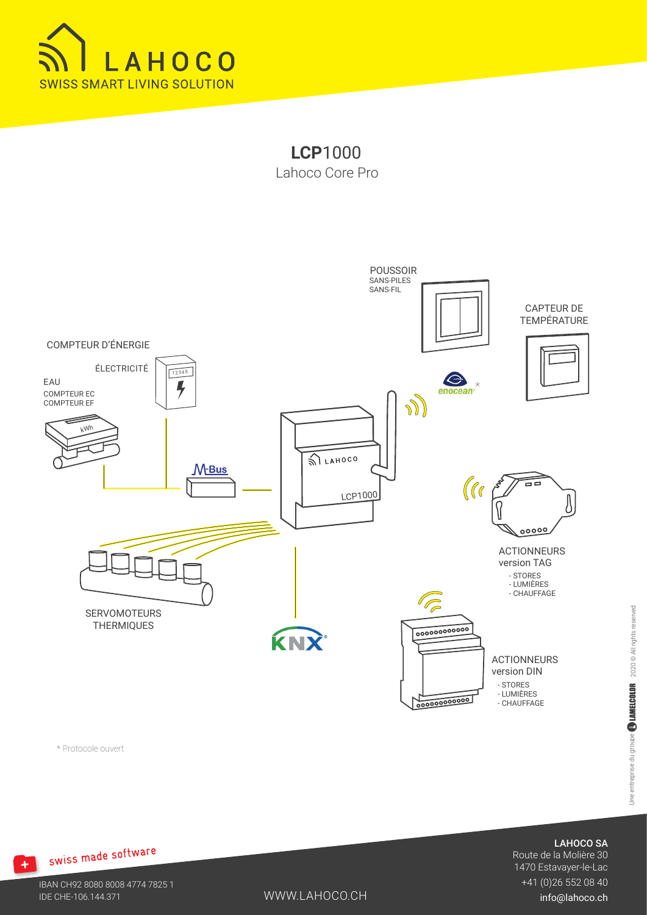# LAHOCO

SWISS SMART LIVING SOLUTION

## **LCP**1000

Lahoco Core Pro

POUSSOIR
SANS-PILES
SANS-FIL

CAPTEUR DE TEMPÉRATURE

COMPTEUR D'ÉNERGIE

ÉLECTRICITÉ

EAU
COMPTEUR EC
COMPTEUR EF

M-Bus

enocean *

LAHOCO

LCP1000

ACTIONNEURS
version TAG
- STORES
- LUMIÈRES
- CHAUFFAGE

SERVOMOTEURS THERMIQUES

KNX

ACTIONNEURS
version DIN
- STORES
- LUMIÈRES
- CHAUFFAGE

* Protocole ouvert

Une entreprise du groupe LAMELCOLOR 2020 © All rights reserved

swiss made software

IBAN CH92 8080 8008 4774 7825 1
IDE CHE-106.144.371

WWW.LAHOCO.CH

**LAHOCO SA**
Route de la Molière 30
1470 Estavayer-le-Lac
+41 (0)26 552 08 40
info@lahoco.ch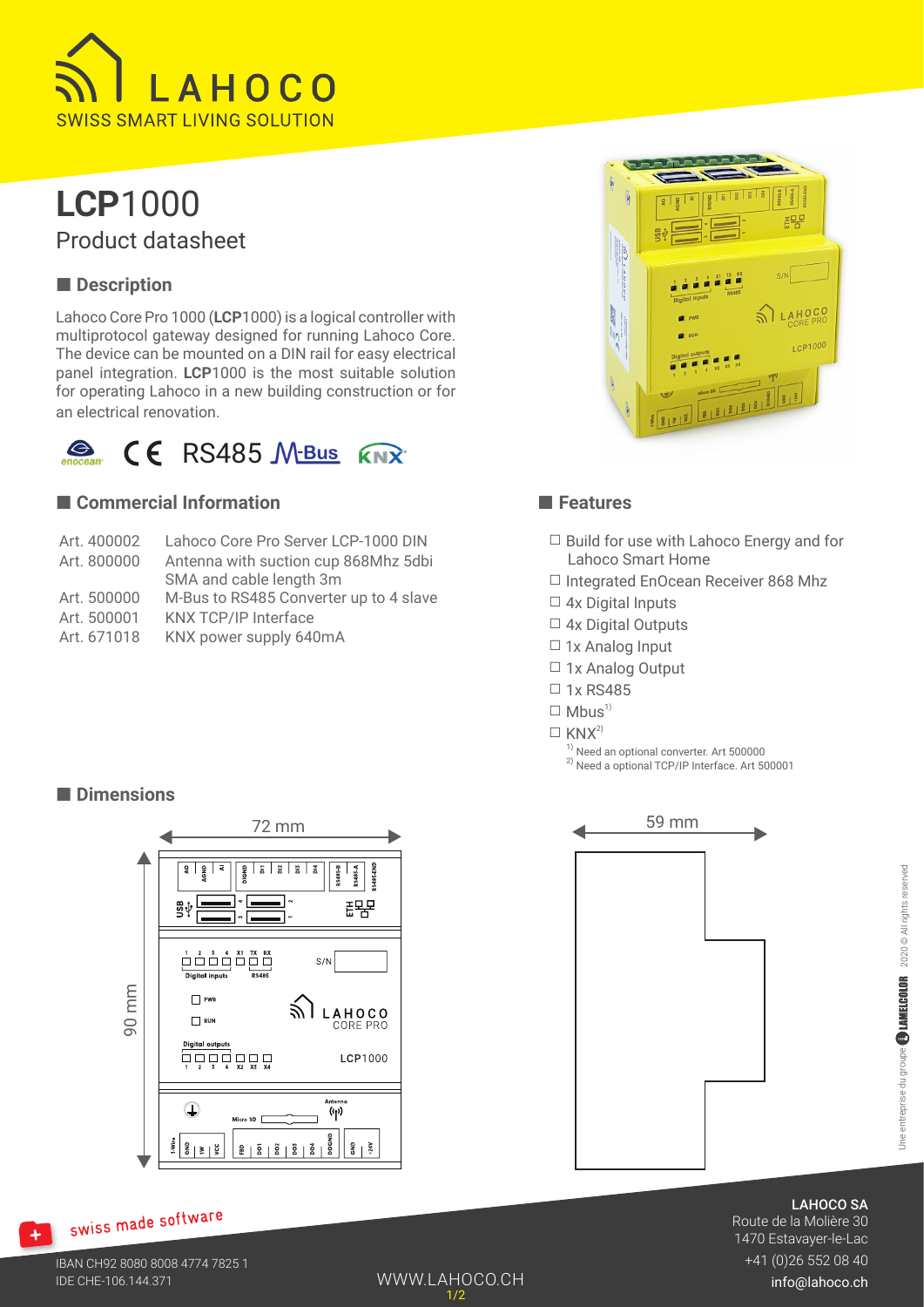# LCP1000

## Product datasheet

### Description

Lahoco Core Pro 1000 (**LCP**1000) is a logical controller with multiprotocol gateway designed for running Lahoco Core. The device can be mounted on a DIN rail for easy electrical panel integration. **LCP**1000 is the most suitable solution for operating Lahoco in a new building construction or for an electrical renovation.

enocean CE RS485 M-Bus KNX

### Commercial Information

| | |
|---|---|
| Art. 400002 | Lahoco Core Pro Server LCP-1000 DIN |
| Art. 800000 | Antenna with suction cup 868Mhz 5dbi SMA and cable length 3m |
| Art. 500000 | M-Bus to RS485 Converter up to 4 slave |
| Art. 500001 | KNX TCP/IP Interface |
| Art. 671018 | KNX power supply 640mA |

### Features

- ☐ Build for use with Lahoco Energy and for Lahoco Smart Home
- ☐ Integrated EnOcean Receiver 868 Mhz
- ☐ 4x Digital Inputs
- ☐ 4x Digital Outputs
- ☐ 1x Analog Input
- ☐ 1x Analog Output
- ☐ 1x RS485
- ☐ Mbus[1]
- ☐ KNX[2]

[1] Need an optional converter. Art 500000
[2] Need a optional TCP/IP Interface. Art 500001

### Dimensions

72 mm × 90 mm (front view), 59 mm (side view)

swiss made software

**LAHOCO SA**
Route de la Molière 30
1470 Estavayer-le-Lac
+41 (0)26 552 08 40
info@lahoco.ch

IBAN CH92 8080 8008 4774 7825 1
IDE CHE-106.144.371

WWW.LAHOCO.CH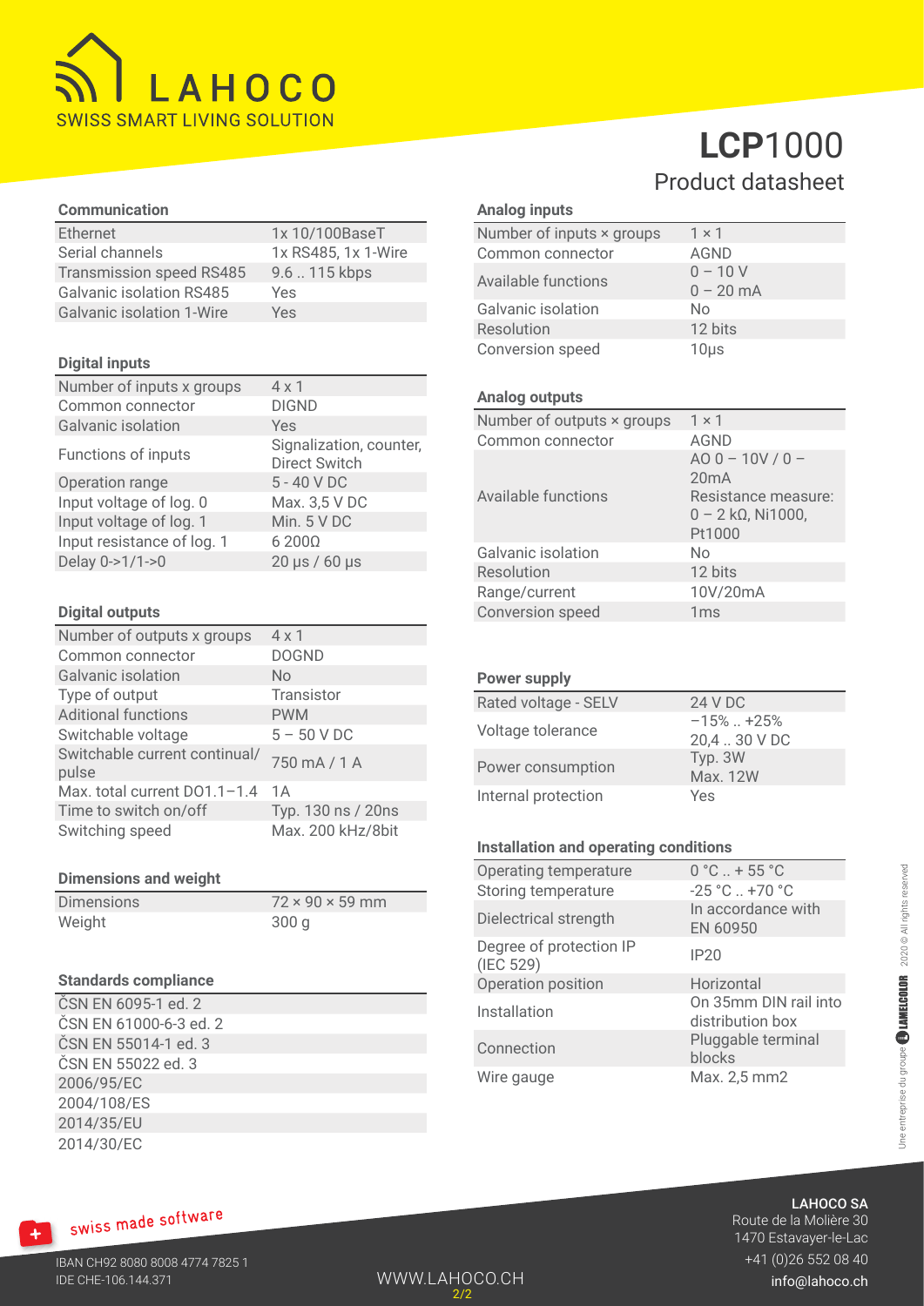LAHOCO
SWISS SMART LIVING SOLUTION

# LCP1000

## Product datasheet

### Communication

| | |
|---|---|
| Ethernet | 1x 10/100BaseT |
| Serial channels | 1x RS485, 1x 1-Wire |
| Transmission speed RS485 | 9.6 .. 115 kbps |
| Galvanic isolation RS485 | Yes |
| Galvanic isolation 1-Wire | Yes |

### Digital inputs

| | |
|---|---|
| Number of inputs x groups | 4 x 1 |
| Common connector | DIGND |
| Galvanic isolation | Yes |
| Functions of inputs | Signalization, counter, Direct Switch |
| Operation range | 5 - 40 V DC |
| Input voltage of log. 0 | Max. 3,5 V DC |
| Input voltage of log. 1 | Min. 5 V DC |
| Input resistance of log. 1 | 6 200Ω |
| Delay 0->1/1->0 | 20 µs / 60 µs |

### Digital outputs

| | |
|---|---|
| Number of outputs x groups | 4 x 1 |
| Common connector | DOGND |
| Galvanic isolation | No |
| Type of output | Transistor |
| Aditional functions | PWM |
| Switchable voltage | 5 – 50 V DC |
| Switchable current continual/ pulse | 750 mA / 1 A |
| Max. total current DO1.1–1.4 | 1A |
| Time to switch on/off | Typ. 130 ns / 20ns |
| Switching speed | Max. 200 kHz/8bit |

### Dimensions and weight

| | |
|---|---|
| Dimensions | 72 × 90 × 59 mm |
| Weight | 300 g |

### Standards compliance

- ČSN EN 6095-1 ed. 2
- ČSN EN 61000-6-3 ed. 2
- ČSN EN 55014-1 ed. 3
- ČSN EN 55022 ed. 3
- 2006/95/EC
- 2004/108/ES
- 2014/35/EU
- 2014/30/EC

### Analog inputs

| | |
|---|---|
| Number of inputs × groups | 1 × 1 |
| Common connector | AGND |
| Available functions | 0 – 10 V<br>0 – 20 mA |
| Galvanic isolation | No |
| Resolution | 12 bits |
| Conversion speed | 10µs |

### Analog outputs

| | |
|---|---|
| Number of outputs × groups | 1 × 1 |
| Common connector | AGND |
| Available functions | AO 0 – 10V / 0 – 20mA<br>Resistance measure: 0 – 2 kΩ, Ni1000, Pt1000 |
| Galvanic isolation | No |
| Resolution | 12 bits |
| Range/current | 10V/20mA |
| Conversion speed | 1ms |

### Power supply

| | |
|---|---|
| Rated voltage - SELV | 24 V DC |
| Voltage tolerance | −15% .. +25%<br>20,4 .. 30 V DC |
| Power consumption | Typ. 3W<br>Max. 12W |
| Internal protection | Yes |

### Installation and operating conditions

| | |
|---|---|
| Operating temperature | 0 °C .. + 55 °C |
| Storing temperature | -25 °C .. +70 °C |
| Dielectrical strength | In accordance with EN 60950 |
| Degree of protection IP (IEC 529) | IP20 |
| Operation position | Horizontal |
| Installation | On 35mm DIN rail into distribution box |
| Connection | Pluggable terminal blocks |
| Wire gauge | Max. 2,5 mm2 |

Une entreprise du groupe LAMELCOLOR 2020 © All rights reserved

swiss made software

IBAN CH92 8080 8008 4774 7825 1
IDE CHE-106.144.371

WWW.LAHOCO.CH

**LAHOCO SA**
Route de la Molière 30
1470 Estavayer-le-Lac
+41 (0)26 552 08 40
info@lahoco.ch